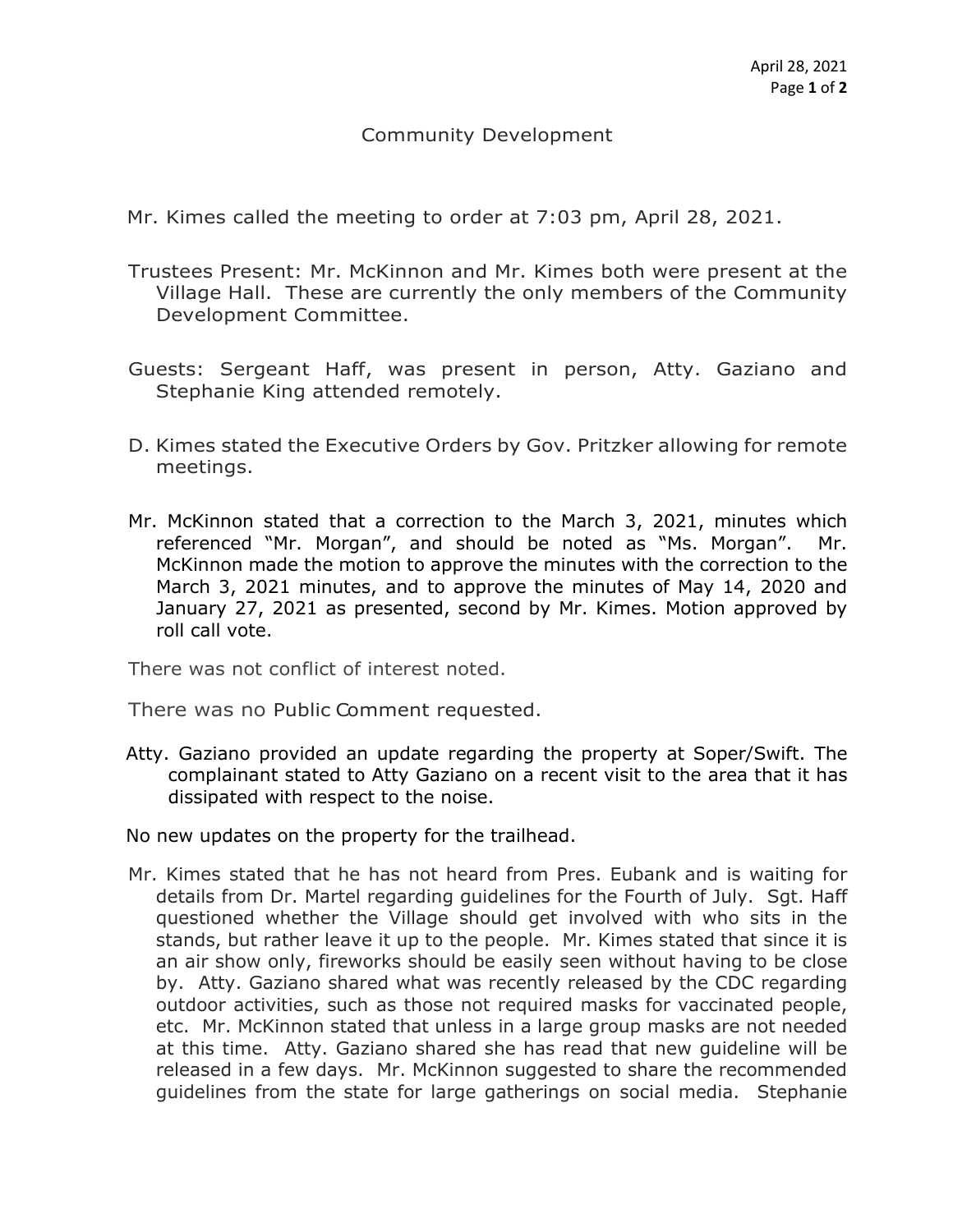# Community Development

Mr. Kimes called the meeting to order at 7:03 pm, April 28, 2021.

Trustees Present: Mr. McKinnon and Mr. Kimes both were present at the Village Hall. These are currently the only members of the Community Development Committee.

Guests: Sergeant Haff, was present in person, Atty. Gaziano and Stephanie King attended remotely.

D. Kimes stated the Executive Orders by Gov. Pritzker allowing for remote meetings.

Mr. McKinnon stated that a correction to the March 3, 2021, minutes which referenced "Mr. Morgan", and should be noted as "Ms. Morgan". Mr. McKinnon made the motion to approve the minutes with the correction to the March 3, 2021 minutes, and to approve the minutes of May 14, 2020 and January 27, 2021 as presented, second by Mr. Kimes. Motion approved by roll call vote.

There was not conflict of interest noted.

There was no Public Comment requested.

Atty. Gaziano provided an update regarding the property at Soper/Swift. The complainant stated to Atty Gaziano on a recent visit to the area that it has dissipated with respect to the noise.

No new updates on the property for the trailhead.

Mr. Kimes stated that he has not heard from Pres. Eubank and is waiting for details from Dr. Martel regarding guidelines for the Fourth of July. Sgt. Haff questioned whether the Village should get involved with who sits in the stands, but rather leave it up to the people. Mr. Kimes stated that since it is an air show only, fireworks should be easily seen without having to be close by. Atty. Gaziano shared what was recently released by the CDC regarding outdoor activities, such as those not required masks for vaccinated people, etc. Mr. McKinnon stated that unless in a large group masks are not needed at this time. Atty. Gaziano shared she has read that new guideline will be released in a few days. Mr. McKinnon suggested to share the recommended guidelines from the state for large gatherings on social media. Stephanie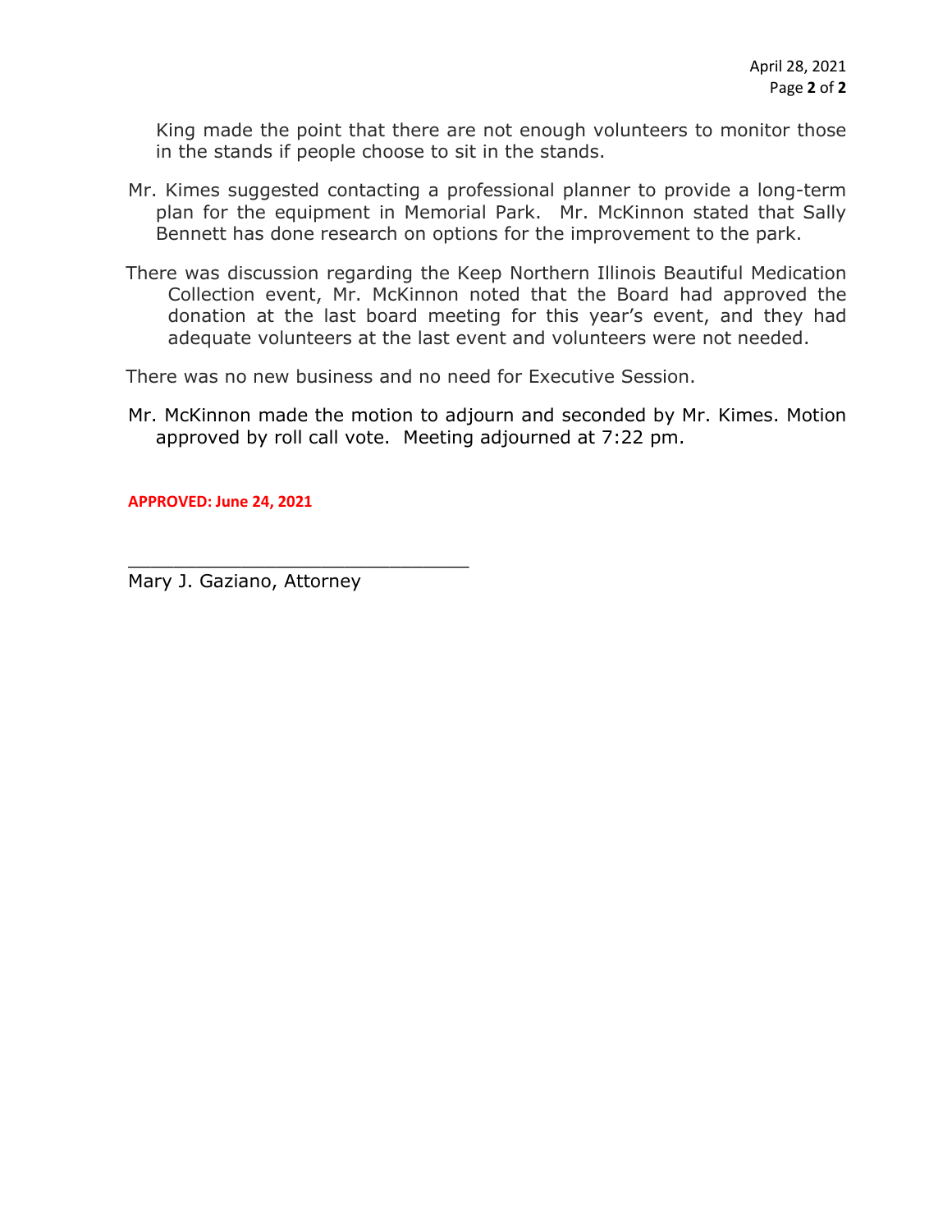King made the point that there are not enough volunteers to monitor those in the stands if people choose to sit in the stands.

Mr. Kimes suggested contacting a professional planner to provide a long-term plan for the equipment in Memorial Park. Mr. McKinnon stated that Sally Bennett has done research on options for the improvement to the park.

There was discussion regarding the Keep Northern Illinois Beautiful Medication Collection event, Mr. McKinnon noted that the Board had approved the donation at the last board meeting for this year's event, and they had adequate volunteers at the last event and volunteers were not needed.

There was no new business and no need for Executive Session.

Mr. McKinnon made the motion to adjourn and seconded by Mr. Kimes. Motion approved by roll call vote. Meeting adjourned at 7:22 pm.

**APPROVED: June 24, 2021**

_______________________________
Mary J. Gaziano, Attorney